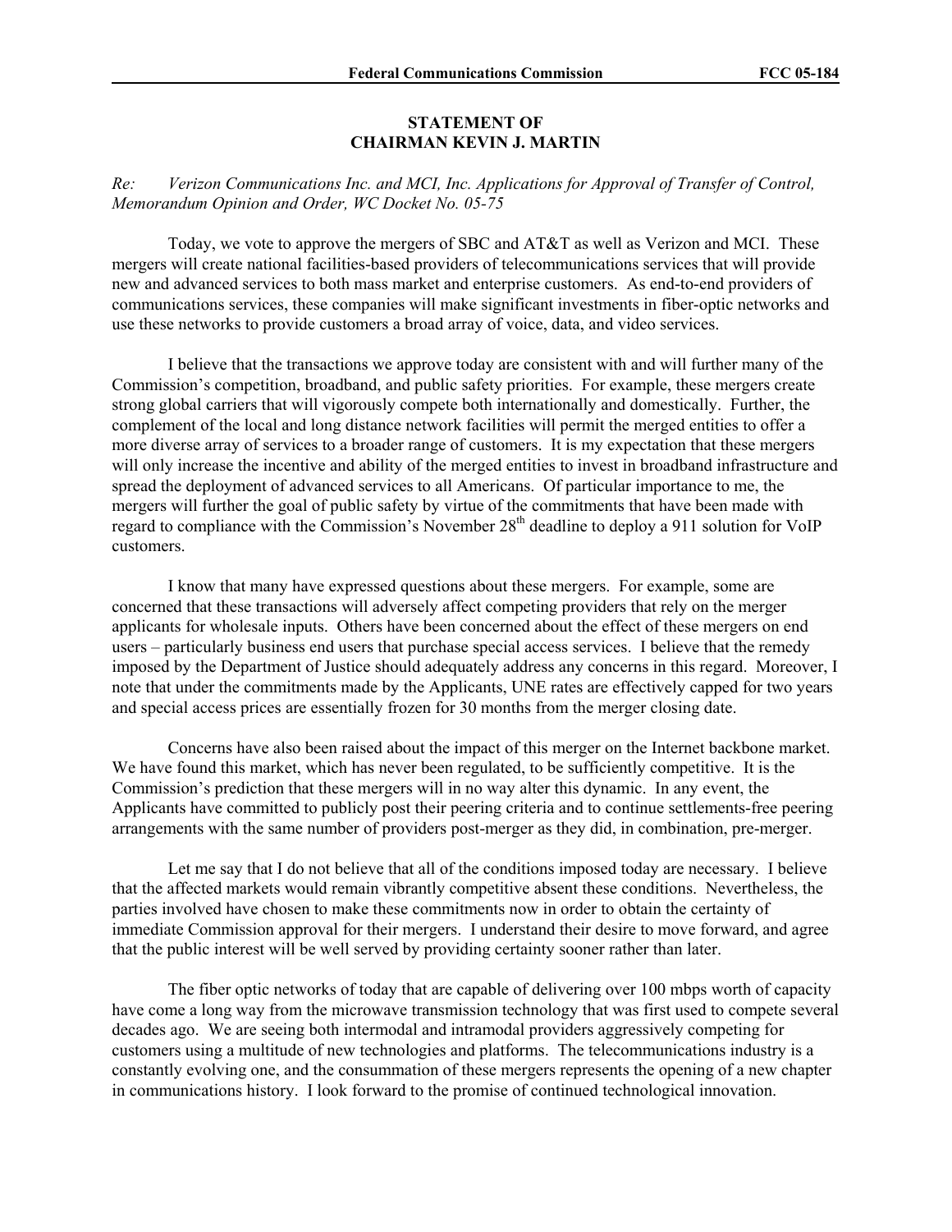## STATEMENT OF
## CHAIRMAN KEVIN J. MARTIN

*Re: Verizon Communications Inc. and MCI, Inc. Applications for Approval of Transfer of Control, Memorandum Opinion and Order, WC Docket No. 05-75*

Today, we vote to approve the mergers of SBC and AT&T as well as Verizon and MCI. These mergers will create national facilities-based providers of telecommunications services that will provide new and advanced services to both mass market and enterprise customers. As end-to-end providers of communications services, these companies will make significant investments in fiber-optic networks and use these networks to provide customers a broad array of voice, data, and video services.

I believe that the transactions we approve today are consistent with and will further many of the Commission's competition, broadband, and public safety priorities. For example, these mergers create strong global carriers that will vigorously compete both internationally and domestically. Further, the complement of the local and long distance network facilities will permit the merged entities to offer a more diverse array of services to a broader range of customers. It is my expectation that these mergers will only increase the incentive and ability of the merged entities to invest in broadband infrastructure and spread the deployment of advanced services to all Americans. Of particular importance to me, the mergers will further the goal of public safety by virtue of the commitments that have been made with regard to compliance with the Commission's November 28th deadline to deploy a 911 solution for VoIP customers.

I know that many have expressed questions about these mergers. For example, some are concerned that these transactions will adversely affect competing providers that rely on the merger applicants for wholesale inputs. Others have been concerned about the effect of these mergers on end users – particularly business end users that purchase special access services. I believe that the remedy imposed by the Department of Justice should adequately address any concerns in this regard. Moreover, I note that under the commitments made by the Applicants, UNE rates are effectively capped for two years and special access prices are essentially frozen for 30 months from the merger closing date.

Concerns have also been raised about the impact of this merger on the Internet backbone market. We have found this market, which has never been regulated, to be sufficiently competitive. It is the Commission's prediction that these mergers will in no way alter this dynamic. In any event, the Applicants have committed to publicly post their peering criteria and to continue settlements-free peering arrangements with the same number of providers post-merger as they did, in combination, pre-merger.

Let me say that I do not believe that all of the conditions imposed today are necessary. I believe that the affected markets would remain vibrantly competitive absent these conditions. Nevertheless, the parties involved have chosen to make these commitments now in order to obtain the certainty of immediate Commission approval for their mergers. I understand their desire to move forward, and agree that the public interest will be well served by providing certainty sooner rather than later.

The fiber optic networks of today that are capable of delivering over 100 mbps worth of capacity have come a long way from the microwave transmission technology that was first used to compete several decades ago. We are seeing both intermodal and intramodal providers aggressively competing for customers using a multitude of new technologies and platforms. The telecommunications industry is a constantly evolving one, and the consummation of these mergers represents the opening of a new chapter in communications history. I look forward to the promise of continued technological innovation.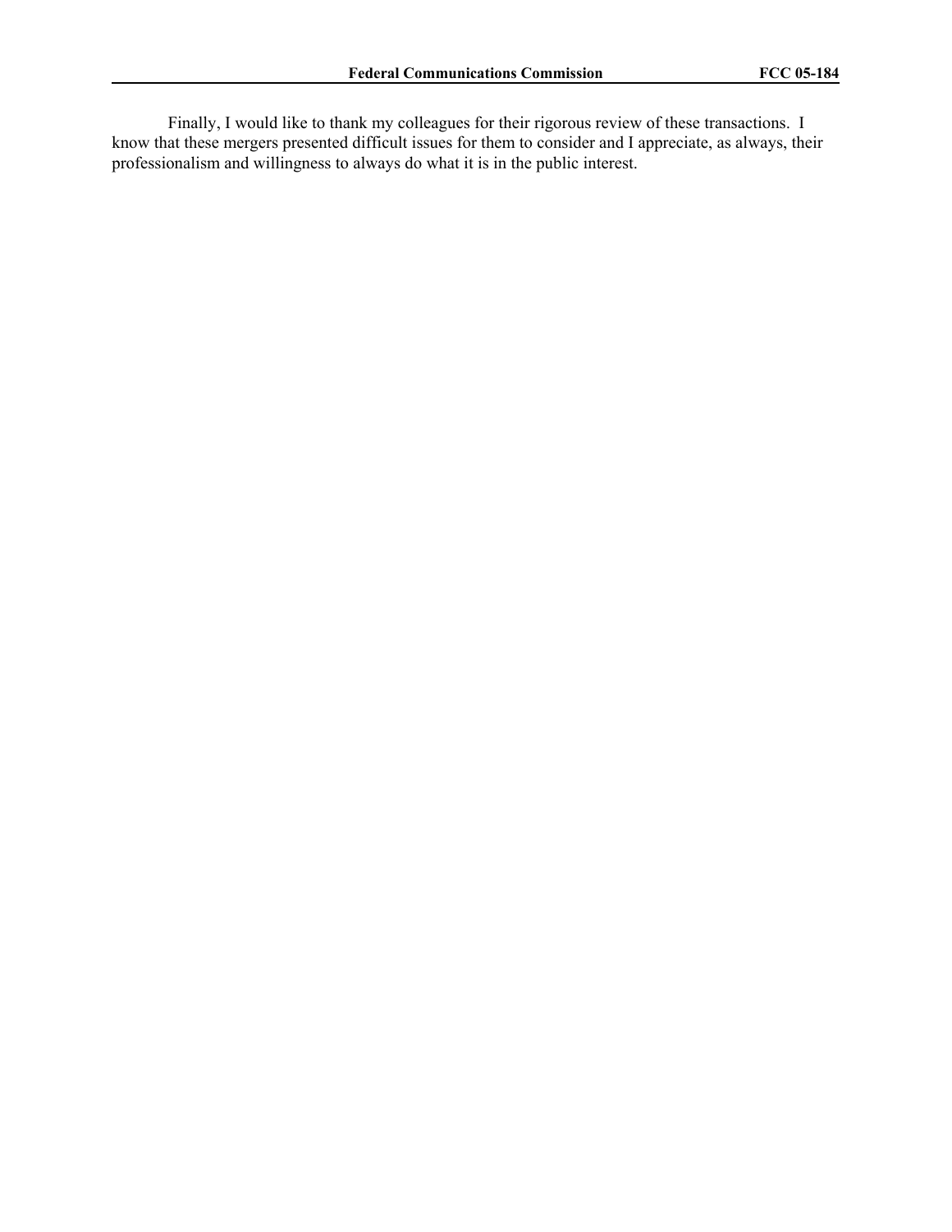Finally, I would like to thank my colleagues for their rigorous review of these transactions. I know that these mergers presented difficult issues for them to consider and I appreciate, as always, their professionalism and willingness to always do what it is in the public interest.